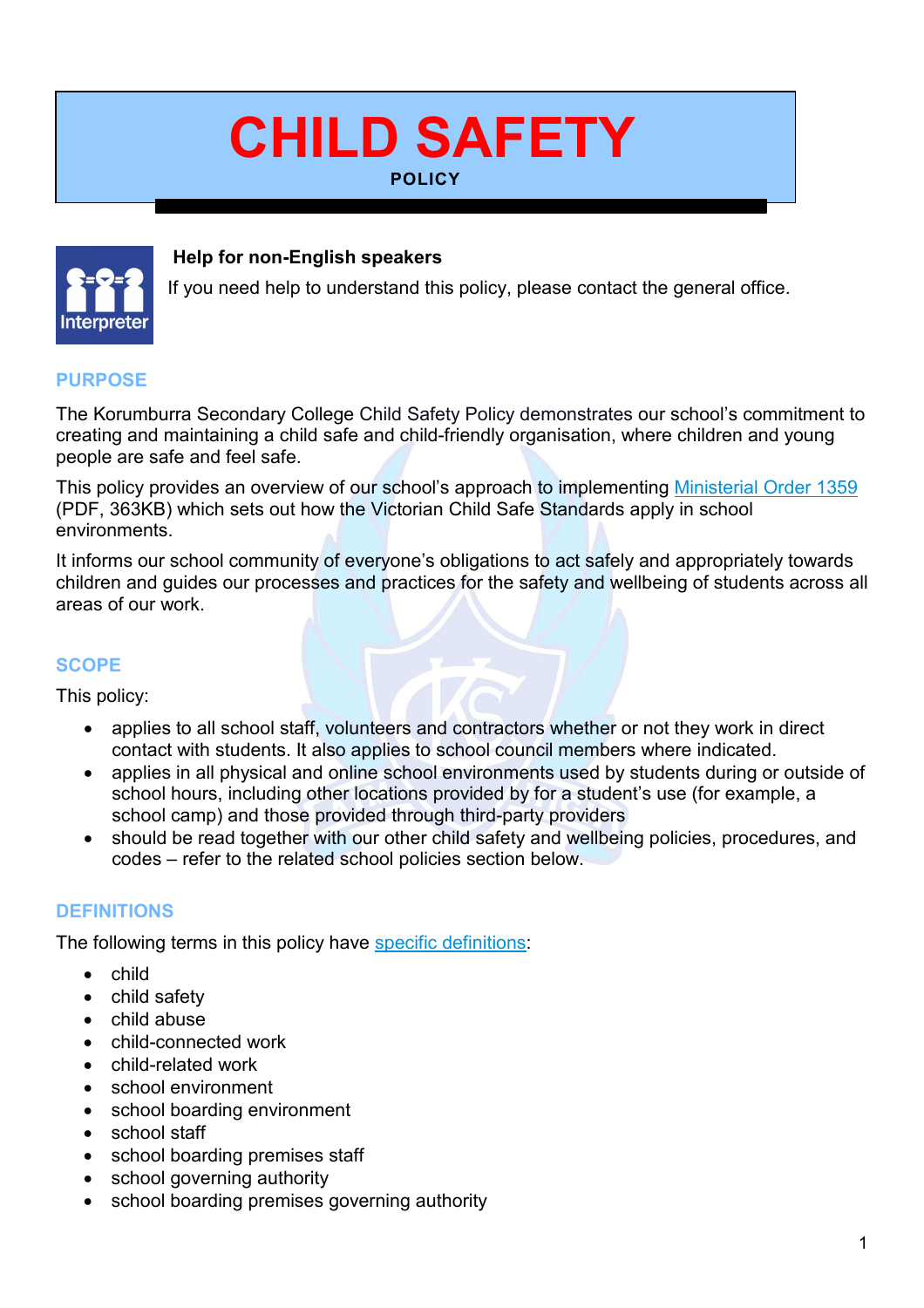# CHILD SAFETY

**POLICY**

**Help for non-English speakers**

If you need help to understand this policy, please contact the general office.

## PURPOSE

The Korumburra Secondary College Child Safety Policy demonstrates our school's commitment to creating and maintaining a child safe and child-friendly organisation, where children and young people are safe and feel safe.

This policy provides an overview of our school's approach to implementing Ministerial Order 1359 (PDF, 363KB) which sets out how the Victorian Child Safe Standards apply in school environments.

It informs our school community of everyone's obligations to act safely and appropriately towards children and guides our processes and practices for the safety and wellbeing of students across all areas of our work.

## SCOPE

This policy:

- applies to all school staff, volunteers and contractors whether or not they work in direct contact with students. It also applies to school council members where indicated.
- applies in all physical and online school environments used by students during or outside of school hours, including other locations provided by for a student's use (for example, a school camp) and those provided through third-party providers
- should be read together with our other child safety and wellbeing policies, procedures, and codes – refer to the related school policies section below.

## DEFINITIONS

The following terms in this policy have specific definitions:

- child
- child safety
- child abuse
- child-connected work
- child-related work
- school environment
- school boarding environment
- school staff
- school boarding premises staff
- school governing authority
- school boarding premises governing authority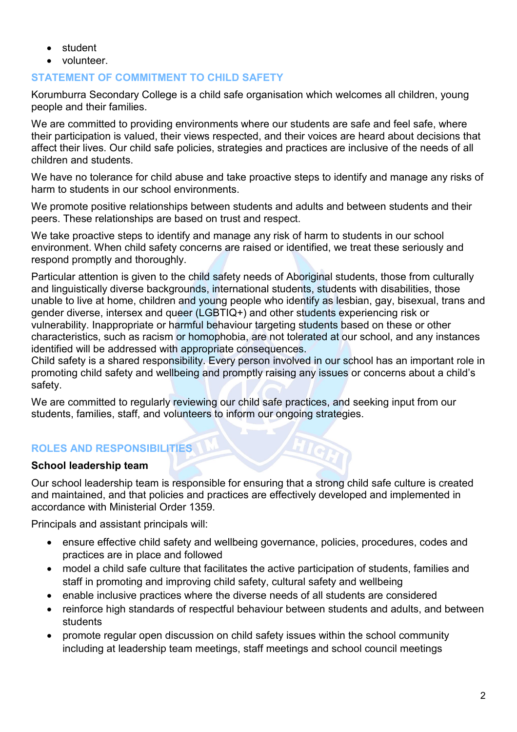- student
- volunteer.

## STATEMENT OF COMMITMENT TO CHILD SAFETY

Korumburra Secondary College is a child safe organisation which welcomes all children, young people and their families.

We are committed to providing environments where our students are safe and feel safe, where their participation is valued, their views respected, and their voices are heard about decisions that affect their lives. Our child safe policies, strategies and practices are inclusive of the needs of all children and students.

We have no tolerance for child abuse and take proactive steps to identify and manage any risks of harm to students in our school environments.

We promote positive relationships between students and adults and between students and their peers. These relationships are based on trust and respect.

We take proactive steps to identify and manage any risk of harm to students in our school environment. When child safety concerns are raised or identified, we treat these seriously and respond promptly and thoroughly.

Particular attention is given to the child safety needs of Aboriginal students, those from culturally and linguistically diverse backgrounds, international students, students with disabilities, those unable to live at home, children and young people who identify as lesbian, gay, bisexual, trans and gender diverse, intersex and queer (LGBTIQ+) and other students experiencing risk or vulnerability. Inappropriate or harmful behaviour targeting students based on these or other characteristics, such as racism or homophobia, are not tolerated at our school, and any instances identified will be addressed with appropriate consequences.
Child safety is a shared responsibility. Every person involved in our school has an important role in promoting child safety and wellbeing and promptly raising any issues or concerns about a child's safety.

We are committed to regularly reviewing our child safe practices, and seeking input from our students, families, staff, and volunteers to inform our ongoing strategies.

## ROLES AND RESPONSIBILITIES

### School leadership team

Our school leadership team is responsible for ensuring that a strong child safe culture is created and maintained, and that policies and practices are effectively developed and implemented in accordance with Ministerial Order 1359.

Principals and assistant principals will:

- ensure effective child safety and wellbeing governance, policies, procedures, codes and practices are in place and followed
- model a child safe culture that facilitates the active participation of students, families and staff in promoting and improving child safety, cultural safety and wellbeing
- enable inclusive practices where the diverse needs of all students are considered
- reinforce high standards of respectful behaviour between students and adults, and between students
- promote regular open discussion on child safety issues within the school community including at leadership team meetings, staff meetings and school council meetings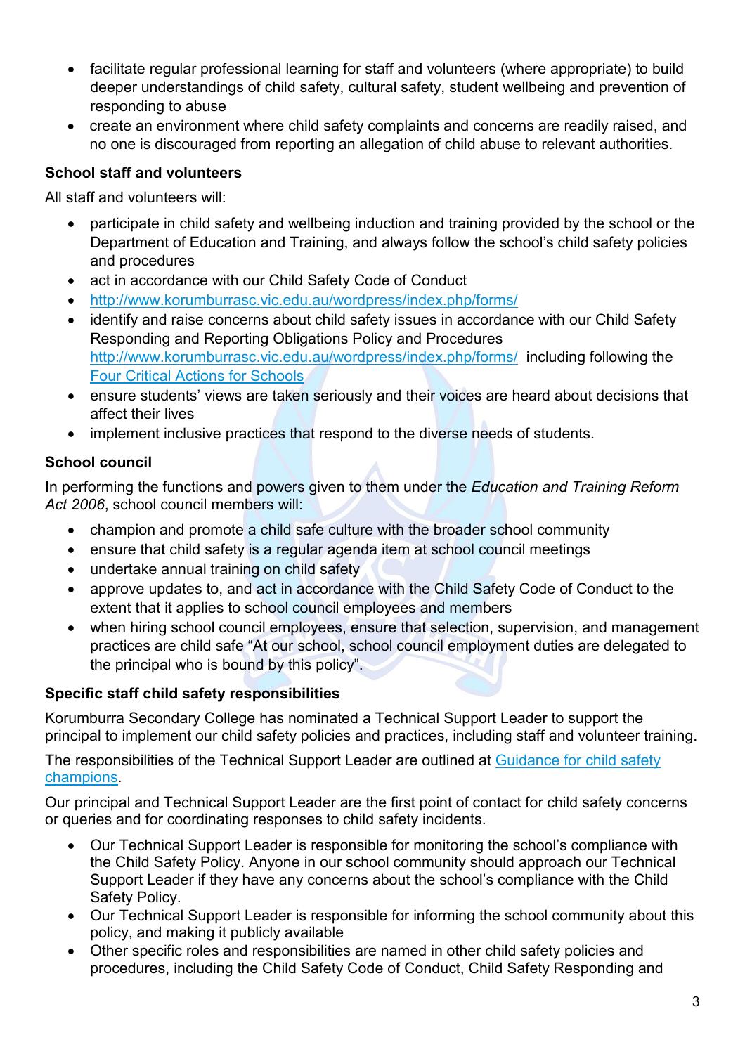- facilitate regular professional learning for staff and volunteers (where appropriate) to build deeper understandings of child safety, cultural safety, student wellbeing and prevention of responding to abuse
- create an environment where child safety complaints and concerns are readily raised, and no one is discouraged from reporting an allegation of child abuse to relevant authorities.

**School staff and volunteers**

All staff and volunteers will:

- participate in child safety and wellbeing induction and training provided by the school or the Department of Education and Training, and always follow the school's child safety policies and procedures
- act in accordance with our Child Safety Code of Conduct
- [http://www.korumburrasc.vic.edu.au/wordpress/index.php/forms/](http://www.korumburrasc.vic.edu.au/wordpress/index.php/forms/)
- identify and raise concerns about child safety issues in accordance with our Child Safety Responding and Reporting Obligations Policy and Procedures [http://www.korumburrasc.vic.edu.au/wordpress/index.php/forms/](http://www.korumburrasc.vic.edu.au/wordpress/index.php/forms/) including following the [Four Critical Actions for Schools]()
- ensure students' views are taken seriously and their voices are heard about decisions that affect their lives
- implement inclusive practices that respond to the diverse needs of students.

**School council**

In performing the functions and powers given to them under the *Education and Training Reform Act 2006*, school council members will:

- champion and promote a child safe culture with the broader school community
- ensure that child safety is a regular agenda item at school council meetings
- undertake annual training on child safety
- approve updates to, and act in accordance with the Child Safety Code of Conduct to the extent that it applies to school council employees and members
- when hiring school council employees, ensure that selection, supervision, and management practices are child safe "At our school, school council employment duties are delegated to the principal who is bound by this policy".

**Specific staff child safety responsibilities**

Korumburra Secondary College has nominated a Technical Support Leader to support the principal to implement our child safety policies and practices, including staff and volunteer training.

The responsibilities of the Technical Support Leader are outlined at [Guidance for child safety champions]().

Our principal and Technical Support Leader are the first point of contact for child safety concerns or queries and for coordinating responses to child safety incidents.

- Our Technical Support Leader is responsible for monitoring the school's compliance with the Child Safety Policy. Anyone in our school community should approach our Technical Support Leader if they have any concerns about the school's compliance with the Child Safety Policy.
- Our Technical Support Leader is responsible for informing the school community about this policy, and making it publicly available
- Other specific roles and responsibilities are named in other child safety policies and procedures, including the Child Safety Code of Conduct, Child Safety Responding and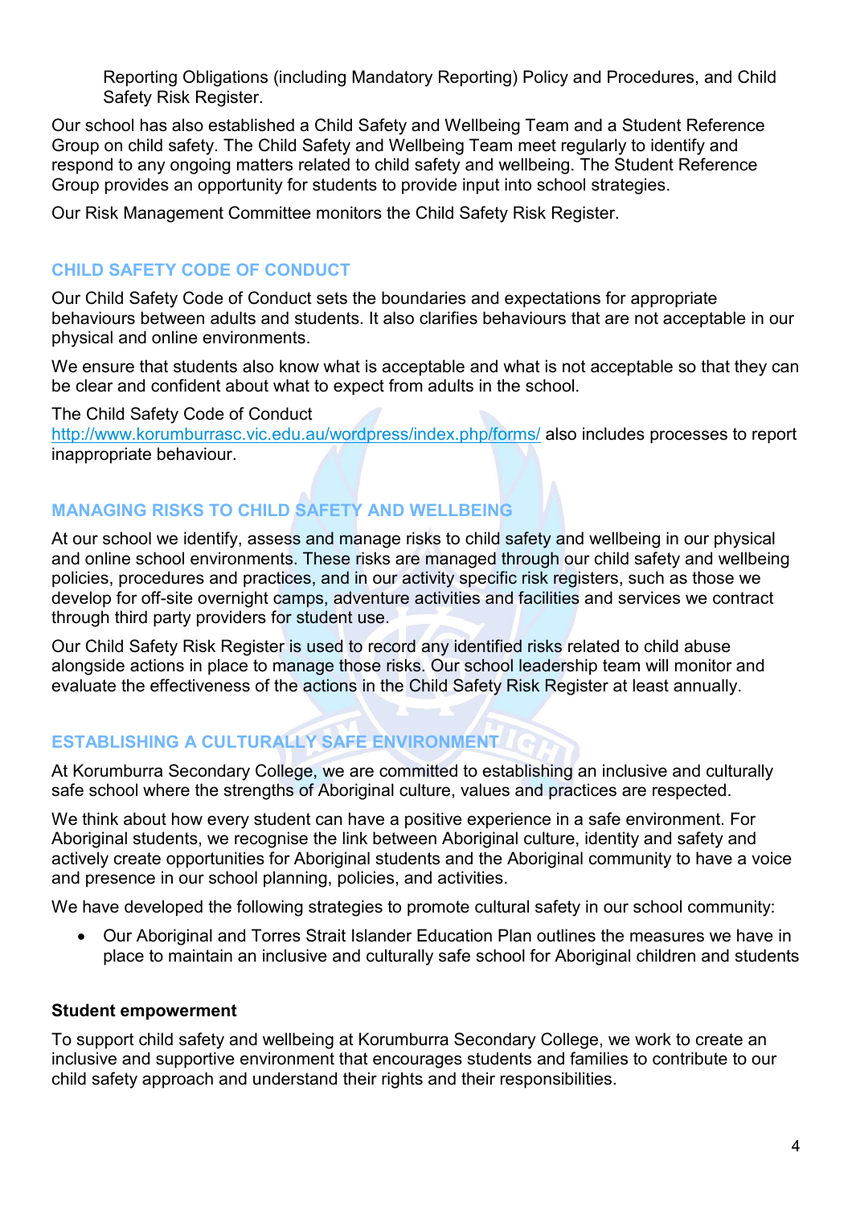Reporting Obligations (including Mandatory Reporting) Policy and Procedures, and Child Safety Risk Register.

Our school has also established a Child Safety and Wellbeing Team and a Student Reference Group on child safety. The Child Safety and Wellbeing Team meet regularly to identify and respond to any ongoing matters related to child safety and wellbeing. The Student Reference Group provides an opportunity for students to provide input into school strategies.

Our Risk Management Committee monitors the Child Safety Risk Register.

## CHILD SAFETY CODE OF CONDUCT

Our Child Safety Code of Conduct sets the boundaries and expectations for appropriate behaviours between adults and students. It also clarifies behaviours that are not acceptable in our physical and online environments.

We ensure that students also know what is acceptable and what is not acceptable so that they can be clear and confident about what to expect from adults in the school.

The Child Safety Code of Conduct [http://www.korumburrasc.vic.edu.au/wordpress/index.php/forms/](http://www.korumburrasc.vic.edu.au/wordpress/index.php/forms/) also includes processes to report inappropriate behaviour.

## MANAGING RISKS TO CHILD SAFETY AND WELLBEING

At our school we identify, assess and manage risks to child safety and wellbeing in our physical and online school environments. These risks are managed through our child safety and wellbeing policies, procedures and practices, and in our activity specific risk registers, such as those we develop for off-site overnight camps, adventure activities and facilities and services we contract through third party providers for student use.

Our Child Safety Risk Register is used to record any identified risks related to child abuse alongside actions in place to manage those risks. Our school leadership team will monitor and evaluate the effectiveness of the actions in the Child Safety Risk Register at least annually.

## ESTABLISHING A CULTURALLY SAFE ENVIRONMENT

At Korumburra Secondary College, we are committed to establishing an inclusive and culturally safe school where the strengths of Aboriginal culture, values and practices are respected.

We think about how every student can have a positive experience in a safe environment. For Aboriginal students, we recognise the link between Aboriginal culture, identity and safety and actively create opportunities for Aboriginal students and the Aboriginal community to have a voice and presence in our school planning, policies, and activities.

We have developed the following strategies to promote cultural safety in our school community:

- Our Aboriginal and Torres Strait Islander Education Plan outlines the measures we have in place to maintain an inclusive and culturally safe school for Aboriginal children and students

### Student empowerment

To support child safety and wellbeing at Korumburra Secondary College, we work to create an inclusive and supportive environment that encourages students and families to contribute to our child safety approach and understand their rights and their responsibilities.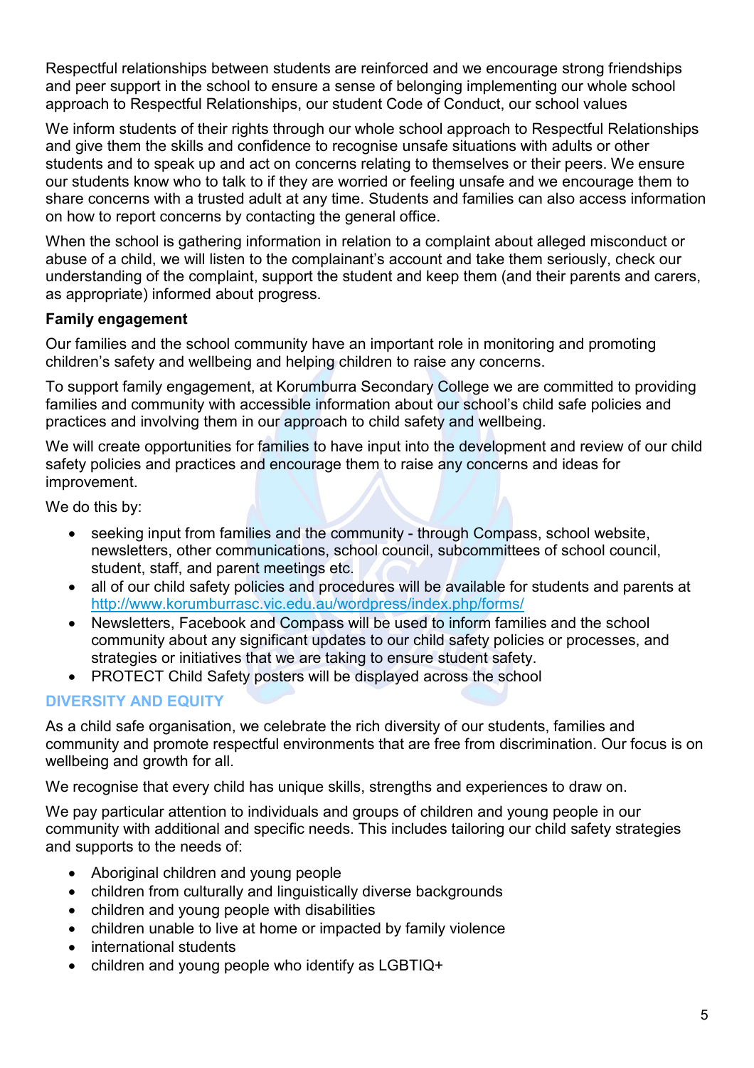Respectful relationships between students are reinforced and we encourage strong friendships and peer support in the school to ensure a sense of belonging implementing our whole school approach to Respectful Relationships, our student Code of Conduct, our school values

We inform students of their rights through our whole school approach to Respectful Relationships and give them the skills and confidence to recognise unsafe situations with adults or other students and to speak up and act on concerns relating to themselves or their peers. We ensure our students know who to talk to if they are worried or feeling unsafe and we encourage them to share concerns with a trusted adult at any time. Students and families can also access information on how to report concerns by contacting the general office.

When the school is gathering information in relation to a complaint about alleged misconduct or abuse of a child, we will listen to the complainant's account and take them seriously, check our understanding of the complaint, support the student and keep them (and their parents and carers, as appropriate) informed about progress.

**Family engagement**

Our families and the school community have an important role in monitoring and promoting children's safety and wellbeing and helping children to raise any concerns.

To support family engagement, at Korumburra Secondary College we are committed to providing families and community with accessible information about our school's child safe policies and practices and involving them in our approach to child safety and wellbeing.

We will create opportunities for families to have input into the development and review of our child safety policies and practices and encourage them to raise any concerns and ideas for improvement.

We do this by:

- seeking input from families and the community - through Compass, school website, newsletters, other communications, school council, subcommittees of school council, student, staff, and parent meetings etc.
- all of our child safety policies and procedures will be available for students and parents at http://www.korumburrasc.vic.edu.au/wordpress/index.php/forms/
- Newsletters, Facebook and Compass will be used to inform families and the school community about any significant updates to our child safety policies or processes, and strategies or initiatives that we are taking to ensure student safety.
- PROTECT Child Safety posters will be displayed across the school

## DIVERSITY AND EQUITY

As a child safe organisation, we celebrate the rich diversity of our students, families and community and promote respectful environments that are free from discrimination. Our focus is on wellbeing and growth for all.

We recognise that every child has unique skills, strengths and experiences to draw on.

We pay particular attention to individuals and groups of children and young people in our community with additional and specific needs. This includes tailoring our child safety strategies and supports to the needs of:

- Aboriginal children and young people
- children from culturally and linguistically diverse backgrounds
- children and young people with disabilities
- children unable to live at home or impacted by family violence
- international students
- children and young people who identify as LGBTIQ+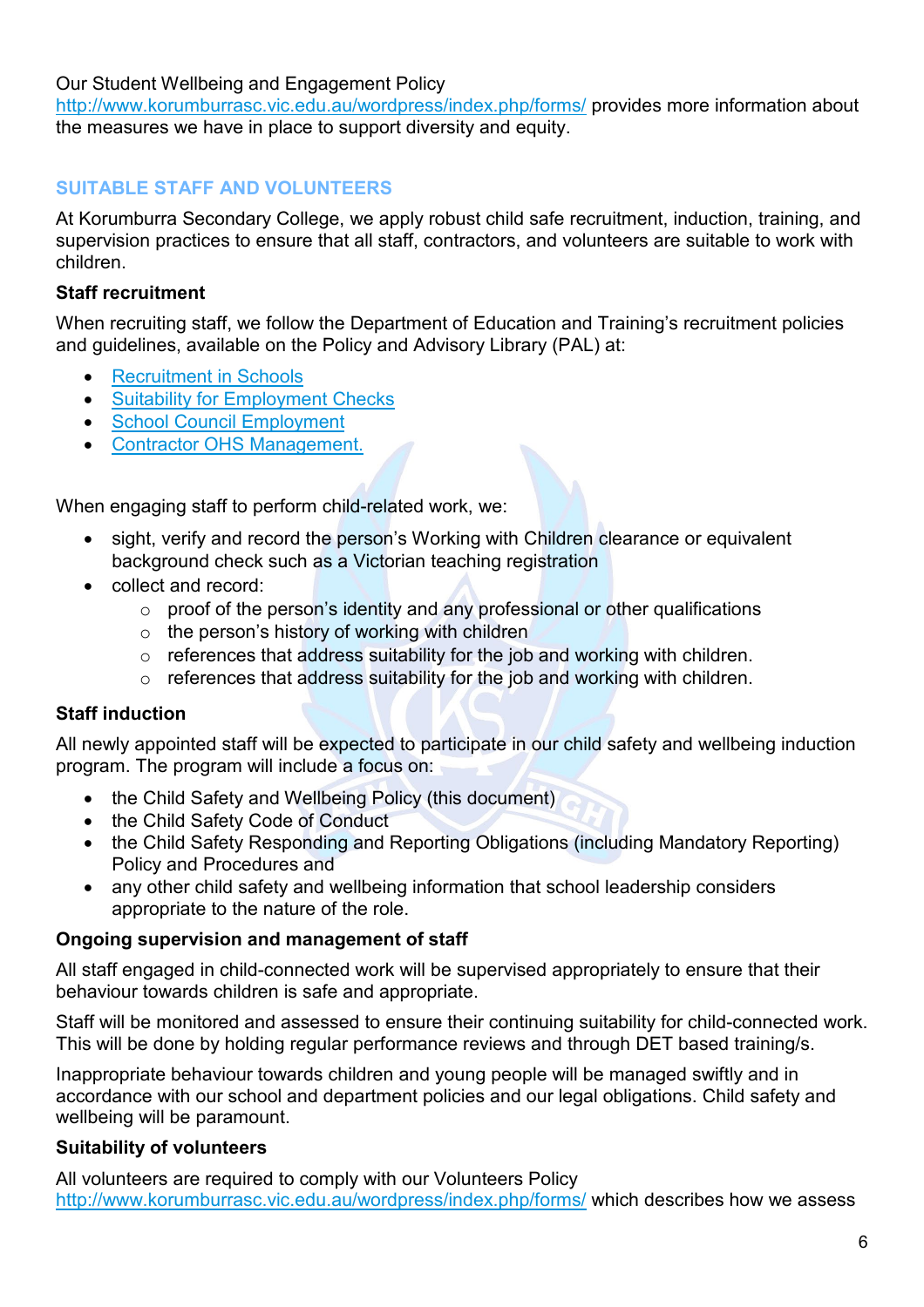Our Student Wellbeing and Engagement Policy [http://www.korumburrasc.vic.edu.au/wordpress/index.php/forms/](http://www.korumburrasc.vic.edu.au/wordpress/index.php/forms/) provides more information about the measures we have in place to support diversity and equity.

## SUITABLE STAFF AND VOLUNTEERS

At Korumburra Secondary College, we apply robust child safe recruitment, induction, training, and supervision practices to ensure that all staff, contractors, and volunteers are suitable to work with children.

### Staff recruitment

When recruiting staff, we follow the Department of Education and Training's recruitment policies and guidelines, available on the Policy and Advisory Library (PAL) at:

- Recruitment in Schools
- Suitability for Employment Checks
- School Council Employment
- Contractor OHS Management.

When engaging staff to perform child-related work, we:

- sight, verify and record the person's Working with Children clearance or equivalent background check such as a Victorian teaching registration
- collect and record:
  - proof of the person's identity and any professional or other qualifications
  - the person's history of working with children
  - references that address suitability for the job and working with children.
  - references that address suitability for the job and working with children.

### Staff induction

All newly appointed staff will be expected to participate in our child safety and wellbeing induction program. The program will include a focus on:

- the Child Safety and Wellbeing Policy (this document)
- the Child Safety Code of Conduct
- the Child Safety Responding and Reporting Obligations (including Mandatory Reporting) Policy and Procedures and
- any other child safety and wellbeing information that school leadership considers appropriate to the nature of the role.

### Ongoing supervision and management of staff

All staff engaged in child-connected work will be supervised appropriately to ensure that their behaviour towards children is safe and appropriate.

Staff will be monitored and assessed to ensure their continuing suitability for child-connected work. This will be done by holding regular performance reviews and through DET based training/s.

Inappropriate behaviour towards children and young people will be managed swiftly and in accordance with our school and department policies and our legal obligations. Child safety and wellbeing will be paramount.

### Suitability of volunteers

All volunteers are required to comply with our Volunteers Policy [http://www.korumburrasc.vic.edu.au/wordpress/index.php/forms/](http://www.korumburrasc.vic.edu.au/wordpress/index.php/forms/) which describes how we assess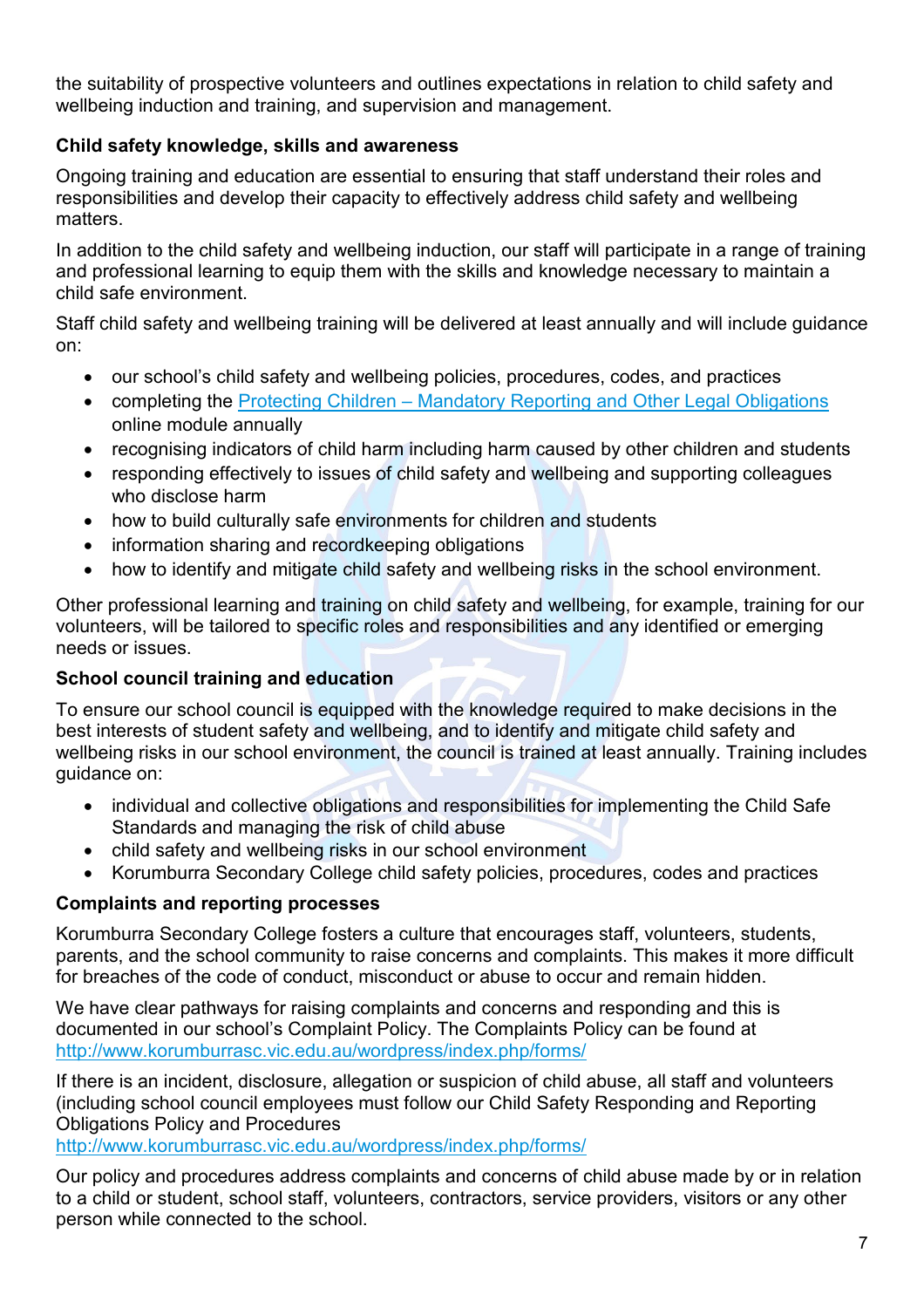the suitability of prospective volunteers and outlines expectations in relation to child safety and wellbeing induction and training, and supervision and management.

### Child safety knowledge, skills and awareness

Ongoing training and education are essential to ensuring that staff understand their roles and responsibilities and develop their capacity to effectively address child safety and wellbeing matters.

In addition to the child safety and wellbeing induction, our staff will participate in a range of training and professional learning to equip them with the skills and knowledge necessary to maintain a child safe environment.

Staff child safety and wellbeing training will be delivered at least annually and will include guidance on:

- our school's child safety and wellbeing policies, procedures, codes, and practices
- completing the [Protecting Children – Mandatory Reporting and Other Legal Obligations](#) online module annually
- recognising indicators of child harm including harm caused by other children and students
- responding effectively to issues of child safety and wellbeing and supporting colleagues who disclose harm
- how to build culturally safe environments for children and students
- information sharing and recordkeeping obligations
- how to identify and mitigate child safety and wellbeing risks in the school environment.

Other professional learning and training on child safety and wellbeing, for example, training for our volunteers, will be tailored to specific roles and responsibilities and any identified or emerging needs or issues.

### School council training and education

To ensure our school council is equipped with the knowledge required to make decisions in the best interests of student safety and wellbeing, and to identify and mitigate child safety and wellbeing risks in our school environment, the council is trained at least annually. Training includes guidance on:

- individual and collective obligations and responsibilities for implementing the Child Safe Standards and managing the risk of child abuse
- child safety and wellbeing risks in our school environment
- Korumburra Secondary College child safety policies, procedures, codes and practices

### Complaints and reporting processes

Korumburra Secondary College fosters a culture that encourages staff, volunteers, students, parents, and the school community to raise concerns and complaints. This makes it more difficult for breaches of the code of conduct, misconduct or abuse to occur and remain hidden.

We have clear pathways for raising complaints and concerns and responding and this is documented in our school's Complaint Policy. The Complaints Policy can be found at http://www.korumburrasc.vic.edu.au/wordpress/index.php/forms/

If there is an incident, disclosure, allegation or suspicion of child abuse, all staff and volunteers (including school council employees must follow our Child Safety Responding and Reporting Obligations Policy and Procedures
http://www.korumburrasc.vic.edu.au/wordpress/index.php/forms/

Our policy and procedures address complaints and concerns of child abuse made by or in relation to a child or student, school staff, volunteers, contractors, service providers, visitors or any other person while connected to the school.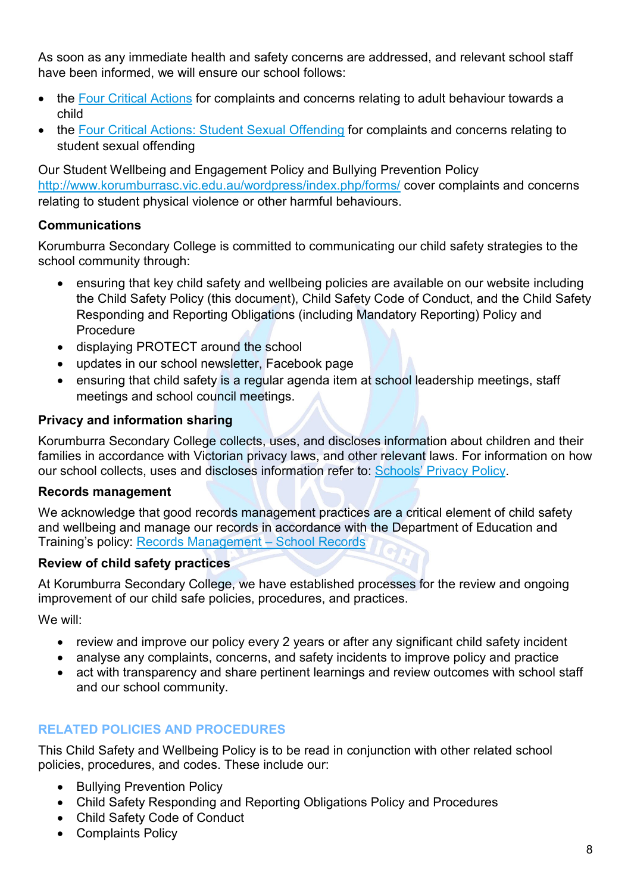As soon as any immediate health and safety concerns are addressed, and relevant school staff have been informed, we will ensure our school follows:

- the [Four Critical Actions] for complaints and concerns relating to adult behaviour towards a child
- the [Four Critical Actions: Student Sexual Offending] for complaints and concerns relating to student sexual offending

Our Student Wellbeing and Engagement Policy and Bullying Prevention Policy http://www.korumburrasc.vic.edu.au/wordpress/index.php/forms/ cover complaints and concerns relating to student physical violence or other harmful behaviours.

### Communications

Korumburra Secondary College is committed to communicating our child safety strategies to the school community through:

- ensuring that key child safety and wellbeing policies are available on our website including the Child Safety Policy (this document), Child Safety Code of Conduct, and the Child Safety Responding and Reporting Obligations (including Mandatory Reporting) Policy and Procedure
- displaying PROTECT around the school
- updates in our school newsletter, Facebook page
- ensuring that child safety is a regular agenda item at school leadership meetings, staff meetings and school council meetings.

### Privacy and information sharing

Korumburra Secondary College collects, uses, and discloses information about children and their families in accordance with Victorian privacy laws, and other relevant laws. For information on how our school collects, uses and discloses information refer to: [Schools' Privacy Policy].

### Records management

We acknowledge that good records management practices are a critical element of child safety and wellbeing and manage our records in accordance with the Department of Education and Training's policy: [Records Management – School Records]

### Review of child safety practices

At Korumburra Secondary College, we have established processes for the review and ongoing improvement of our child safe policies, procedures, and practices.

We will:

- review and improve our policy every 2 years or after any significant child safety incident
- analyse any complaints, concerns, and safety incidents to improve policy and practice
- act with transparency and share pertinent learnings and review outcomes with school staff and our school community.

## RELATED POLICIES AND PROCEDURES

This Child Safety and Wellbeing Policy is to be read in conjunction with other related school policies, procedures, and codes. These include our:

- Bullying Prevention Policy
- Child Safety Responding and Reporting Obligations Policy and Procedures
- Child Safety Code of Conduct
- Complaints Policy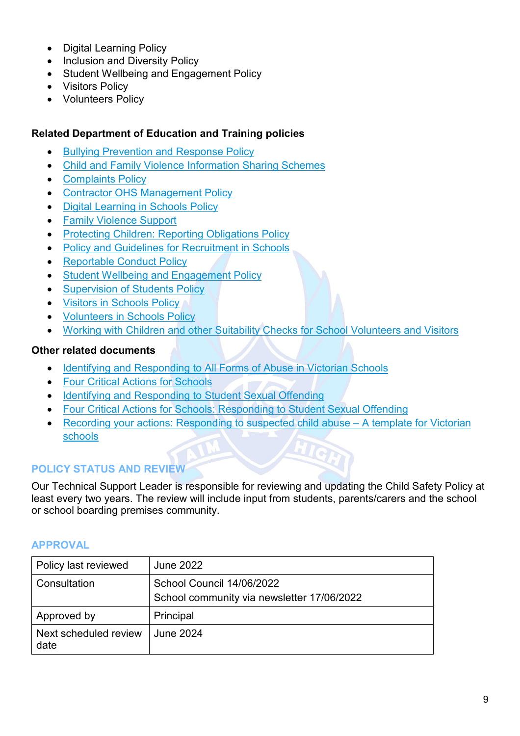- Digital Learning Policy
- Inclusion and Diversity Policy
- Student Wellbeing and Engagement Policy
- Visitors Policy
- Volunteers Policy

**Related Department of Education and Training policies**

- Bullying Prevention and Response Policy
- Child and Family Violence Information Sharing Schemes
- Complaints Policy
- Contractor OHS Management Policy
- Digital Learning in Schools Policy
- Family Violence Support
- Protecting Children: Reporting Obligations Policy
- Policy and Guidelines for Recruitment in Schools
- Reportable Conduct Policy
- Student Wellbeing and Engagement Policy
- Supervision of Students Policy
- Visitors in Schools Policy
- Volunteers in Schools Policy
- Working with Children and other Suitability Checks for School Volunteers and Visitors

**Other related documents**

- Identifying and Responding to All Forms of Abuse in Victorian Schools
- Four Critical Actions for Schools
- Identifying and Responding to Student Sexual Offending
- Four Critical Actions for Schools: Responding to Student Sexual Offending
- Recording your actions: Responding to suspected child abuse – A template for Victorian schools

## POLICY STATUS AND REVIEW

Our Technical Support Leader is responsible for reviewing and updating the Child Safety Policy at least every two years. The review will include input from students, parents/carers and the school or school boarding premises community.

## APPROVAL

| | |
|---|---|
| Policy last reviewed | June 2022 |
| Consultation | School Council 14/06/2022<br>School community via newsletter 17/06/2022 |
| Approved by | Principal |
| Next scheduled review date | June 2024 |